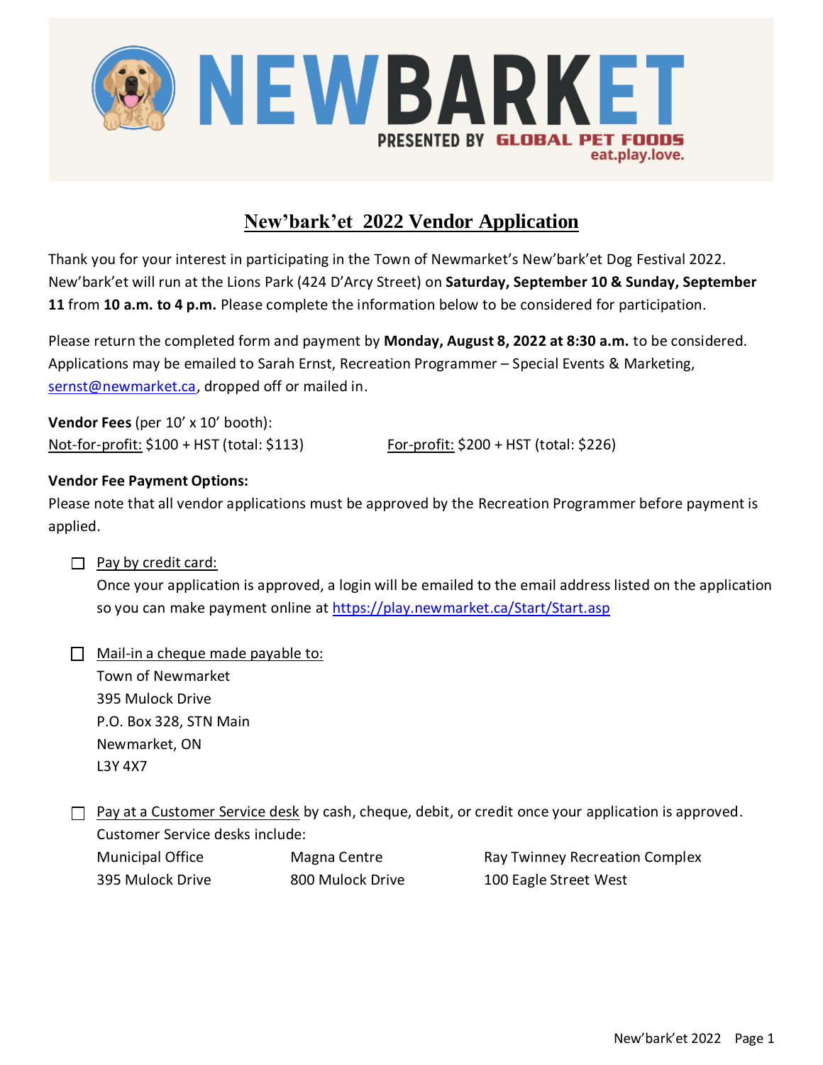# NEWBARKET

PRESENTED BY GLOBAL PET FOODS
eat.play.love.

## New'bark'et 2022 Vendor Application

Thank you for your interest in participating in the Town of Newmarket's New'bark'et Dog Festival 2022. New'bark'et will run at the Lions Park (424 D'Arcy Street) on **Saturday, September 10 & Sunday, September 11** from **10 a.m. to 4 p.m.** Please complete the information below to be considered for participation.

Please return the completed form and payment by **Monday, August 8, 2022 at 8:30 a.m.** to be considered. Applications may be emailed to Sarah Ernst, Recreation Programmer – Special Events & Marketing, sernst@newmarket.ca, dropped off or mailed in.

**Vendor Fees** (per 10' x 10' booth):
Not-for-profit: $100 + HST (total: $113)
For-profit: $200 + HST (total: $226)

**Vendor Fee Payment Options:**
Please note that all vendor applications must be approved by the Recreation Programmer before payment is applied.

☐ Pay by credit card:
Once your application is approved, a login will be emailed to the email address listed on the application so you can make payment online at https://play.newmarket.ca/Start/Start.asp

☐ Mail-in a cheque made payable to:
Town of Newmarket
395 Mulock Drive
P.O. Box 328, STN Main
Newmarket, ON
L3Y 4X7

☐ Pay at a Customer Service desk by cash, cheque, debit, or credit once your application is approved.
Customer Service desks include:

| Municipal Office | Magna Centre | Ray Twinney Recreation Complex |
|---|---|---|
| 395 Mulock Drive | 800 Mulock Drive | 100 Eagle Street West |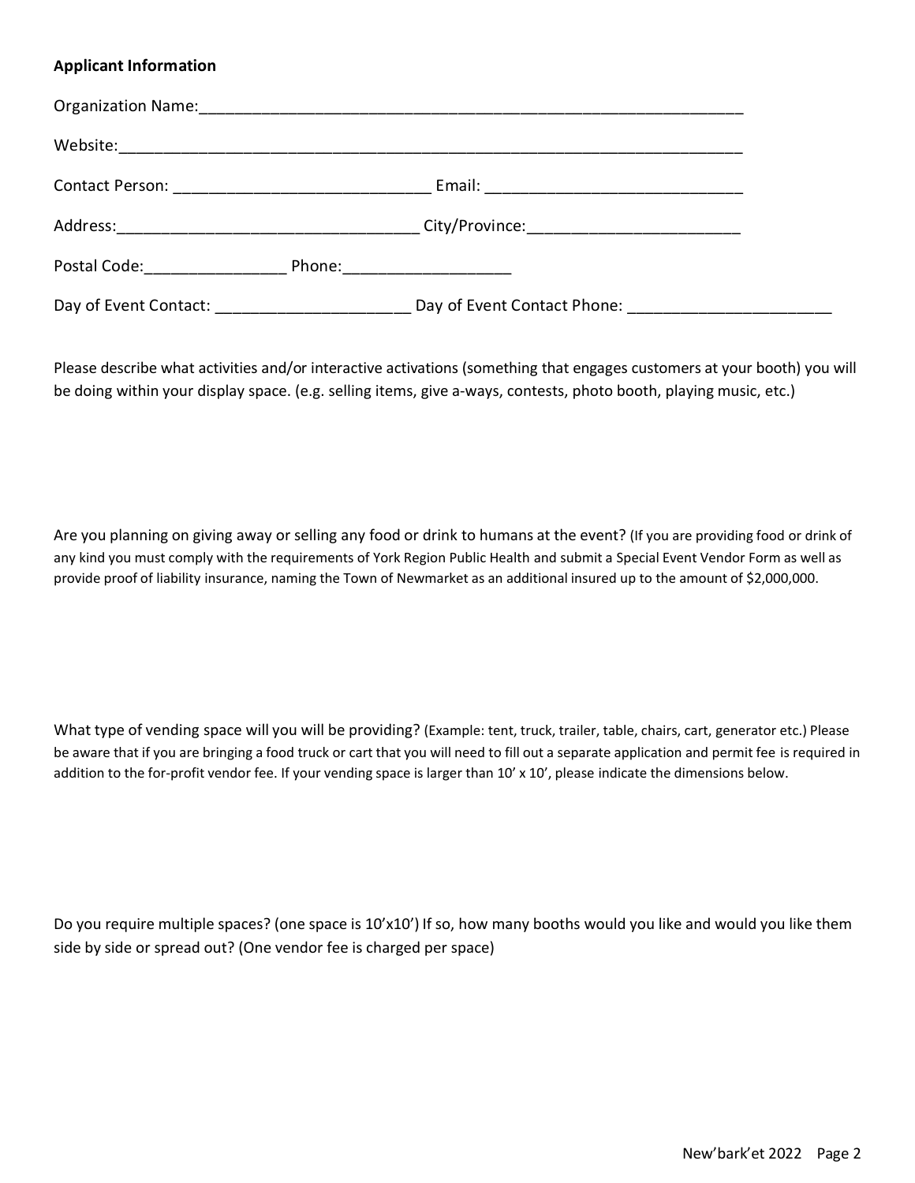**Applicant Information**

Organization Name:_______________________________________________________________

Website:_______________________________________________________________________

Contact Person: ____________________________ Email: _____________________________

Address:_________________________________ City/Province:_______________________

Postal Code:_______________ Phone:_________________

Day of Event Contact: _____________________ Day of Event Contact Phone: ______________________

Please describe what activities and/or interactive activations (something that engages customers at your booth) you will be doing within your display space. (e.g. selling items, give a-ways, contests, photo booth, playing music, etc.)

Are you planning on giving away or selling any food or drink to humans at the event? (If you are providing food or drink of any kind you must comply with the requirements of York Region Public Health and submit a Special Event Vendor Form as well as provide proof of liability insurance, naming the Town of Newmarket as an additional insured up to the amount of $2,000,000.

What type of vending space will you will be providing? (Example: tent, truck, trailer, table, chairs, cart, generator etc.) Please be aware that if you are bringing a food truck or cart that you will need to fill out a separate application and permit fee is required in addition to the for-profit vendor fee. If your vending space is larger than 10' x 10', please indicate the dimensions below.

Do you require multiple spaces? (one space is 10'x10') If so, how many booths would you like and would you like them side by side or spread out? (One vendor fee is charged per space)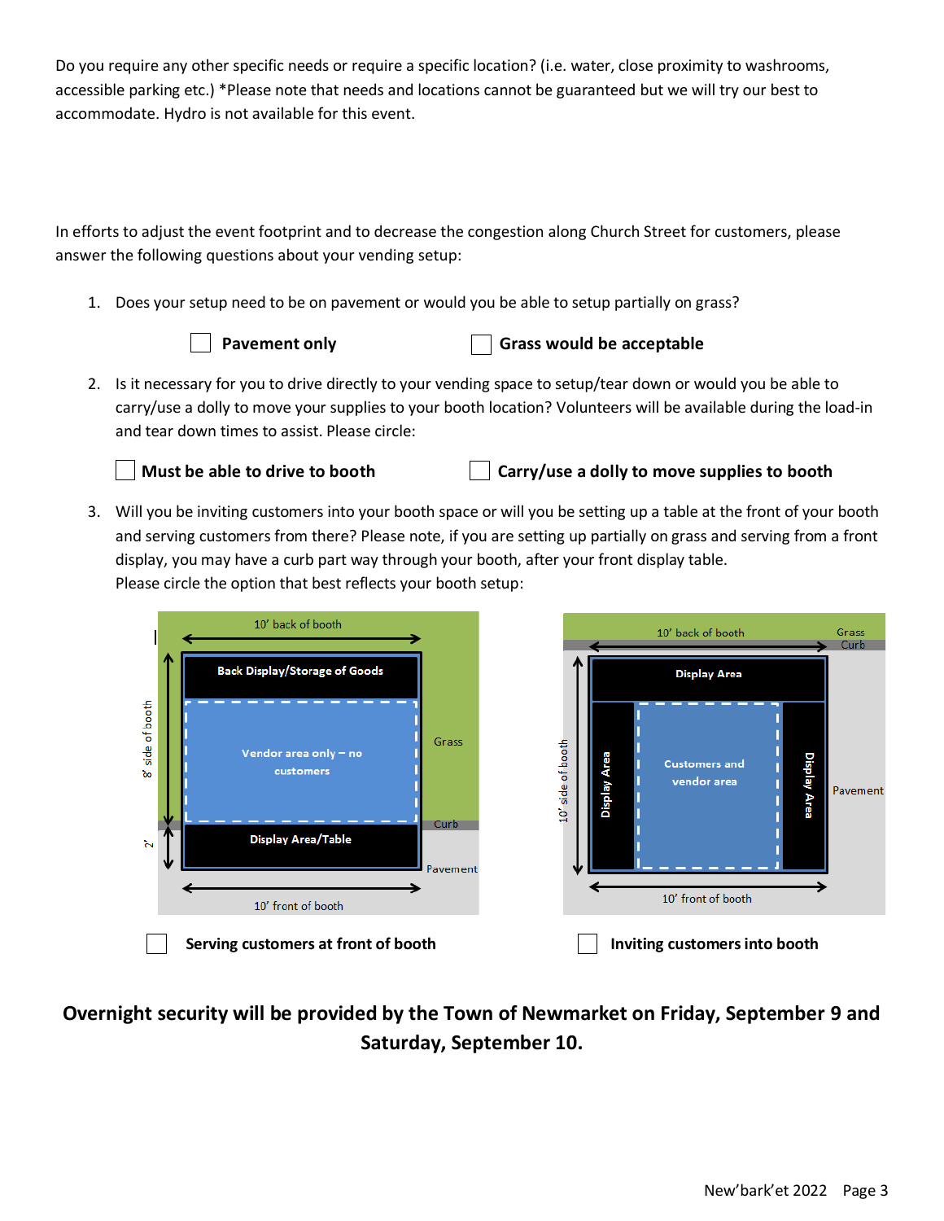Do you require any other specific needs or require a specific location? (i.e. water, close proximity to washrooms, accessible parking etc.) *Please note that needs and locations cannot be guaranteed but we will try our best to accommodate. Hydro is not available for this event.

In efforts to adjust the event footprint and to decrease the congestion along Church Street for customers, please answer the following questions about your vending setup:

1. Does your setup need to be on pavement or would you be able to setup partially on grass?

   ☐ **Pavement only** ☐ **Grass would be acceptable**

2. Is it necessary for you to drive directly to your vending space to setup/tear down or would you be able to carry/use a dolly to move your supplies to your booth location? Volunteers will be available during the load-in and tear down times to assist. Please circle:

   ☐ **Must be able to drive to booth** ☐ **Carry/use a dolly to move supplies to booth**

3. Will you be inviting customers into your booth space or will you be setting up a table at the front of your booth and serving customers from there? Please note, if you are setting up partially on grass and serving from a front display, you may have a curb part way through your booth, after your front display table.
   Please circle the option that best reflects your booth setup:

10' back of booth
Back Display/Storage of Goods
Vendor area only – no customers
Display Area/Table
Grass
Curb
Pavement
8' side of booth
2'
10' front of booth

10' back of booth
Grass
Curb
Display Area
Display Area
Customers and vendor area
Display Area
Pavement
10' side of booth
10' front of booth

☐ **Serving customers at front of booth** ☐ **Inviting customers into booth**

**Overnight security will be provided by the Town of Newmarket on Friday, September 9 and Saturday, September 10.**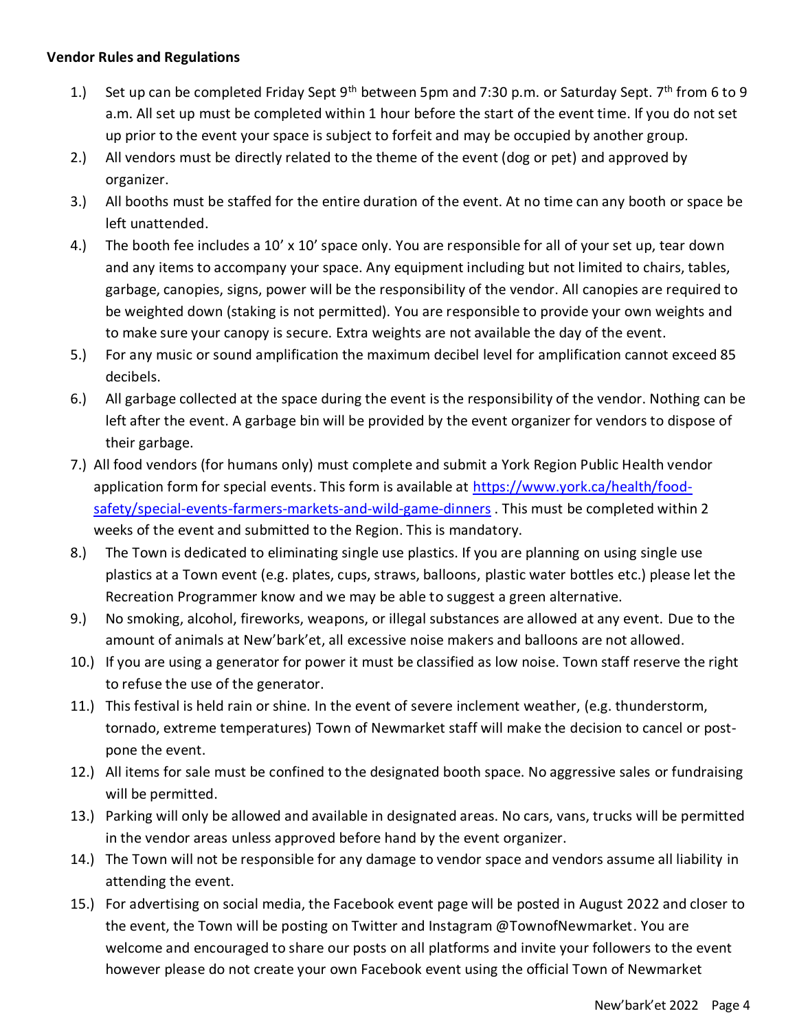**Vendor Rules and Regulations**

1.) Set up can be completed Friday Sept 9th between 5pm and 7:30 p.m. or Saturday Sept. 7th from 6 to 9 a.m. All set up must be completed within 1 hour before the start of the event time. If you do not set up prior to the event your space is subject to forfeit and may be occupied by another group.
2.) All vendors must be directly related to the theme of the event (dog or pet) and approved by organizer.
3.) All booths must be staffed for the entire duration of the event. At no time can any booth or space be left unattended.
4.) The booth fee includes a 10' x 10' space only. You are responsible for all of your set up, tear down and any items to accompany your space. Any equipment including but not limited to chairs, tables, garbage, canopies, signs, power will be the responsibility of the vendor. All canopies are required to be weighted down (staking is not permitted). You are responsible to provide your own weights and to make sure your canopy is secure. Extra weights are not available the day of the event.
5.) For any music or sound amplification the maximum decibel level for amplification cannot exceed 85 decibels.
6.) All garbage collected at the space during the event is the responsibility of the vendor. Nothing can be left after the event. A garbage bin will be provided by the event organizer for vendors to dispose of their garbage.
7.) All food vendors (for humans only) must complete and submit a York Region Public Health vendor application form for special events. This form is available at [https://www.york.ca/health/food-safety/special-events-farmers-markets-and-wild-game-dinners](https://www.york.ca/health/food-safety/special-events-farmers-markets-and-wild-game-dinners) . This must be completed within 2 weeks of the event and submitted to the Region. This is mandatory.
8.) The Town is dedicated to eliminating single use plastics. If you are planning on using single use plastics at a Town event (e.g. plates, cups, straws, balloons, plastic water bottles etc.) please let the Recreation Programmer know and we may be able to suggest a green alternative.
9.) No smoking, alcohol, fireworks, weapons, or illegal substances are allowed at any event. Due to the amount of animals at New'bark'et, all excessive noise makers and balloons are not allowed.
10.) If you are using a generator for power it must be classified as low noise. Town staff reserve the right to refuse the use of the generator.
11.) This festival is held rain or shine. In the event of severe inclement weather, (e.g. thunderstorm, tornado, extreme temperatures) Town of Newmarket staff will make the decision to cancel or post-pone the event.
12.) All items for sale must be confined to the designated booth space. No aggressive sales or fundraising will be permitted.
13.) Parking will only be allowed and available in designated areas. No cars, vans, trucks will be permitted in the vendor areas unless approved before hand by the event organizer.
14.) The Town will not be responsible for any damage to vendor space and vendors assume all liability in attending the event.
15.) For advertising on social media, the Facebook event page will be posted in August 2022 and closer to the event, the Town will be posting on Twitter and Instagram @TownofNewmarket. You are welcome and encouraged to share our posts on all platforms and invite your followers to the event however please do not create your own Facebook event using the official Town of Newmarket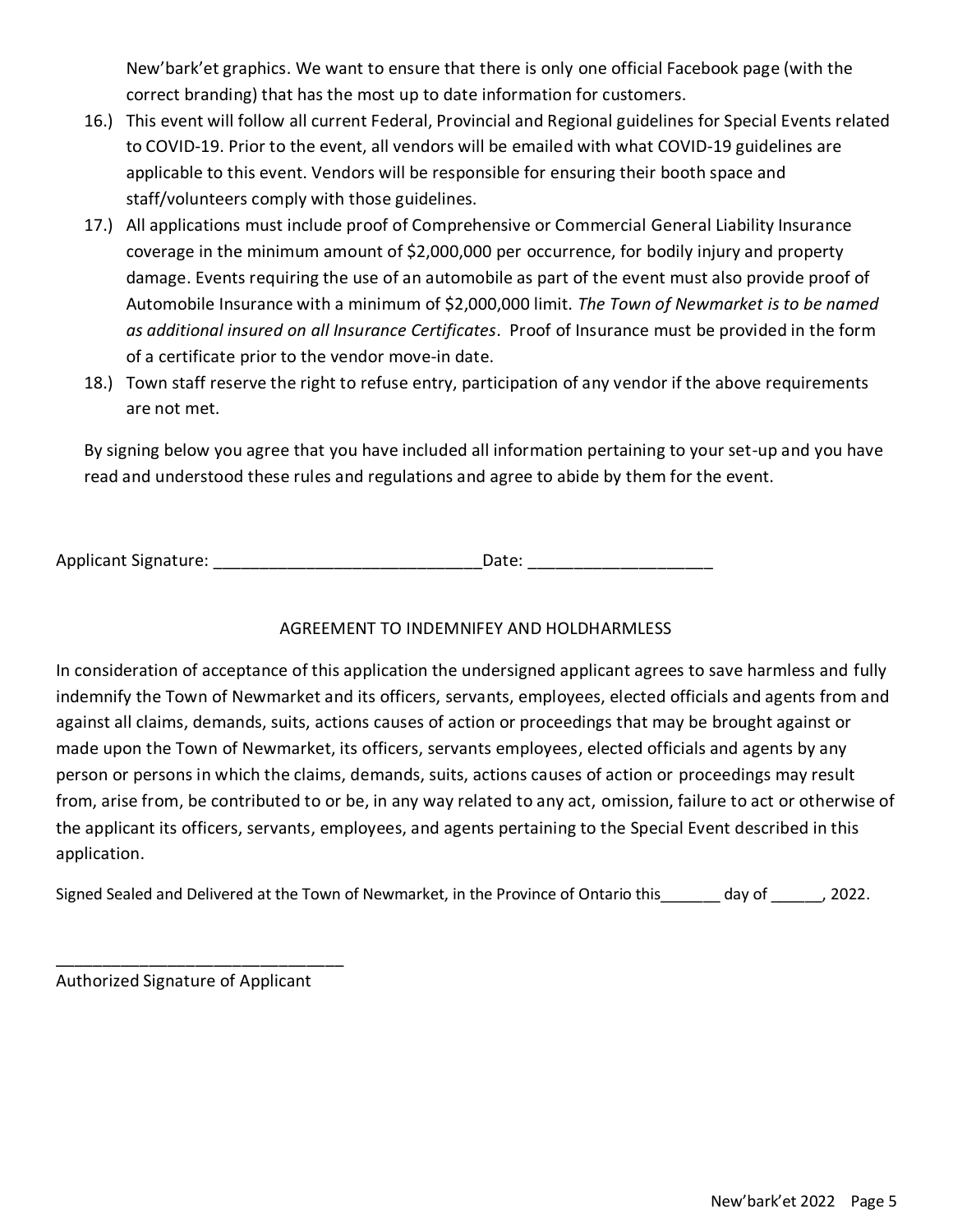New'bark'et graphics. We want to ensure that there is only one official Facebook page (with the correct branding) that has the most up to date information for customers.

16.) This event will follow all current Federal, Provincial and Regional guidelines for Special Events related to COVID-19. Prior to the event, all vendors will be emailed with what COVID-19 guidelines are applicable to this event. Vendors will be responsible for ensuring their booth space and staff/volunteers comply with those guidelines.

17.) All applications must include proof of Comprehensive or Commercial General Liability Insurance coverage in the minimum amount of $2,000,000 per occurrence, for bodily injury and property damage. Events requiring the use of an automobile as part of the event must also provide proof of Automobile Insurance with a minimum of $2,000,000 limit. *The Town of Newmarket is to be named as additional insured on all Insurance Certificates*. Proof of Insurance must be provided in the form of a certificate prior to the vendor move-in date.

18.) Town staff reserve the right to refuse entry, participation of any vendor if the above requirements are not met.

By signing below you agree that you have included all information pertaining to your set-up and you have read and understood these rules and regulations and agree to abide by them for the event.

Applicant Signature: ______________________________Date: ____________________

AGREEMENT TO INDEMNIFEY AND HOLDHARMLESS

In consideration of acceptance of this application the undersigned applicant agrees to save harmless and fully indemnify the Town of Newmarket and its officers, servants, employees, elected officials and agents from and against all claims, demands, suits, actions causes of action or proceedings that may be brought against or made upon the Town of Newmarket, its officers, servants employees, elected officials and agents by any person or persons in which the claims, demands, suits, actions causes of action or proceedings may result from, arise from, be contributed to or be, in any way related to any act, omission, failure to act or otherwise of the applicant its officers, servants, employees, and agents pertaining to the Special Event described in this application.

Signed Sealed and Delivered at the Town of Newmarket, in the Province of Ontario this_______ day of ______, 2022.

________________________________
Authorized Signature of Applicant